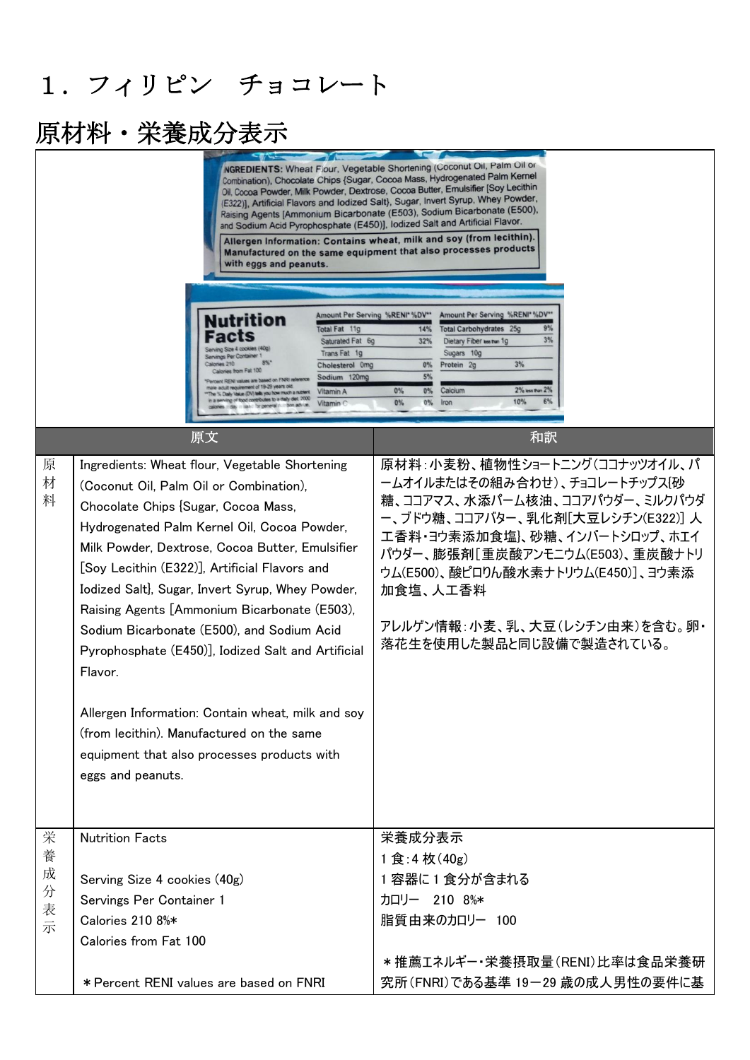# 1．フィリピン　チョコレート

## 原材料・栄養成分表示

| | 原文 | 和訳 |
|---|---|---|
| 原材料 | Ingredients: Wheat flour, Vegetable Shortening (Coconut Oil, Palm Oil or Combination), Chocolate Chips {Sugar, Cocoa Mass, Hydrogenated Palm Kernel Oil, Cocoa Powder, Milk Powder, Dextrose, Cocoa Butter, Emulsifier [Soy Lecithin (E322)], Artificial Flavors and Iodized Salt}, Sugar, Invert Syrup, Whey Powder, Raising Agents [Ammonium Bicarbonate (E503), Sodium Bicarbonate (E500), and Sodium Acid Pyrophosphate (E450)], Iodized Salt and Artificial Flavor.<br><br>Allergen Information: Contain wheat, milk and soy (from lecithin). Manufactured on the same equipment that also processes products with eggs and peanuts. | 原材料：小麦粉、植物性ショートニング（ココナッツオイル、パームオイルまたはその組み合わせ）、チョコレートチップス{砂糖、ココアマス、水添パーム核油、ココアパウダー、ミルクパウダー、ブドウ糖、ココアバター、乳化剤[大豆レシチン(E322)] 人工香料・ヨウ素添加食塩}、砂糖、インバートシロップ、ホエイパウダー、膨張剤[重炭酸アンモニウム(E503)、重炭酸ナトリウム(E500)、酸ピロりん酸水素ナトリウム(E450)]、ヨウ素添加食塩、人工香料<br><br>アレルゲン情報：小麦、乳、大豆（レシチン由来）を含む。卵・落花生を使用した製品と同じ設備で製造されている。 |
| 栄養成分表示 | Nutrition Facts<br><br>Serving Size 4 cookies (40g)<br>Servings Per Container 1<br>Calories 210 8%*<br>Calories from Fat 100<br><br>＊Percent RENI values are based on FNRI | 栄養成分表示<br>1 食：4 枚（40g）<br>1 容器に 1 食分が含まれる<br>カロリー　210　8%*<br>脂質由来のカロリー　100<br><br>＊推薦エネルギー・栄養摂取量（RENI）比率は食品栄養研究所（FNRI）である基準 19－29 歳の成人男性の要件に基 |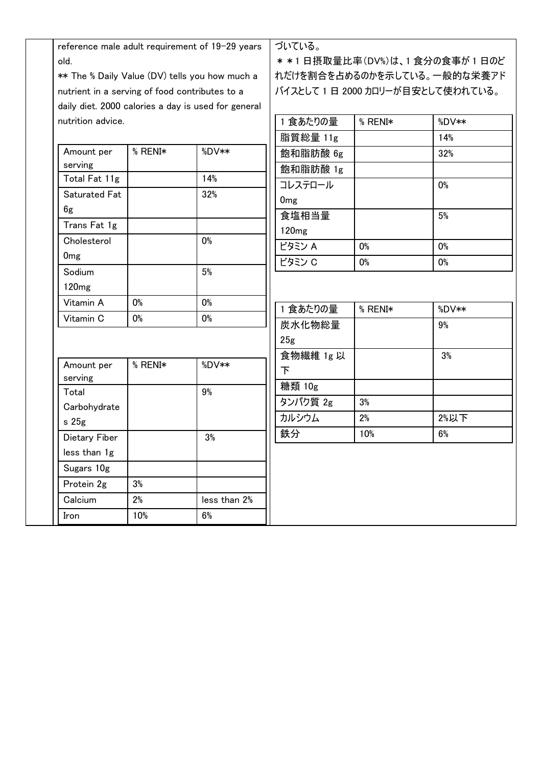reference male adult requirement of 19-29 years old.

** The % Daily Value (DV) tells you how much a nutrient in a serving of food contributes to a daily diet. 2000 calories a day is used for general nutrition advice.

| Amount per serving | % RENI* | %DV** |
|---|---|---|
| Total Fat 11g | | 14% |
| Saturated Fat 6g | | 32% |
| Trans Fat 1g | | |
| Cholesterol 0mg | | 0% |
| Sodium 120mg | | 5% |
| Vitamin A | 0% | 0% |
| Vitamin C | 0% | 0% |

| Amount per serving | % RENI* | %DV** |
|---|---|---|
| Total Carbohydrates 25g | | 9% |
| Dietary Fiber less than 1g | | 3% |
| Sugars 10g | | |
| Protein 2g | 3% | |
| Calcium | 2% | less than 2% |
| Iron | 10% | 6% |

づいている。

＊＊1 日摂取量比率(DV%)は、1 食分の食事が 1 日のどれだけを割合を占めるのかを示している。一般的な栄養アドバイスとして 1 日 2000 カロリーが目安として使われている。

| 1 食あたりの量 | % RENI* | %DV** |
|---|---|---|
| 脂質総量 11g | | 14% |
| 飽和脂肪酸 6g | | 32% |
| 飽和脂肪酸 1g | | |
| コレステロール 0mg | | 0% |
| 食塩相当量 120mg | | 5% |
| ビタミン A | 0% | 0% |
| ビタミン C | 0% | 0% |

| 1 食あたりの量 | % RENI* | %DV** |
|---|---|---|
| 炭水化物総量 25g | | 9% |
| 食物繊維 1g 以下 | | 3% |
| 糖類 10g | | |
| タンパク質 2g | 3% | |
| カルシウム | 2% | 2%以下 |
| 鉄分 | 10% | 6% |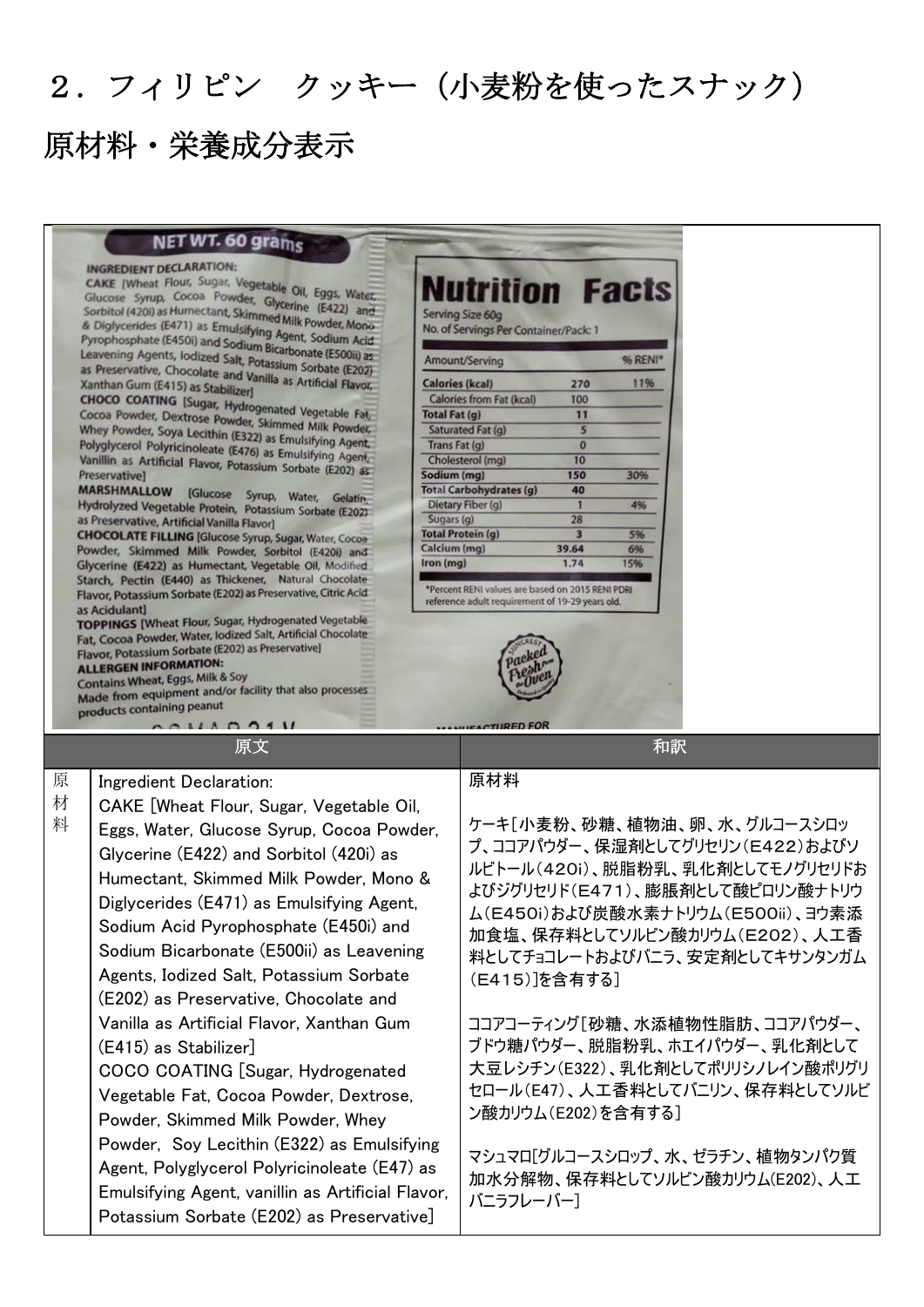# ２．フィリピン　クッキー（小麦粉を使ったスナック）

## 原材料・栄養成分表示

NET WT. 60 grams

INGREDIENT DECLARATION:
CAKE [Wheat Flour, Sugar, Vegetable Oil, Eggs, Water, Glucose Syrup, Cocoa Powder, Glycerine (E422) and Sorbitol (420i) as Humectant, Skimmed Milk Powder, Mono & Diglycerides (E471) as Emulsifying Agent, Sodium Acid Pyrophosphate (E450i) and Sodium Bicarbonate (E500ii) as Leavening Agents, Iodized Salt, Potassium Sorbate (E202) as Preservative, Chocolate and Vanilla as Artificial Flavor, Xanthan Gum (E415) as Stabilizer]
CHOCO COATING [Sugar, Hydrogenated Vegetable Fat, Cocoa Powder, Dextrose Powder, Skimmed Milk Powder, Whey Powder, Soya Lecithin (E322) as Emulsifying Agent, Polyglycerol Polyricinoleate (E476) as Emulsifying Agent, Vanillin as Artificial Flavor, Potassium Sorbate (E202) as Preservative]
MARSHMALLOW [Glucose Syrup, Water, Gelatin, Hydrolyzed Vegetable Protein, Potassium Sorbate (E202) as Preservative, Artificial Vanilla Flavor]
CHOCOLATE FILLING [Glucose Syrup, Sugar, Water, Cocoa Powder, Skimmed Milk Powder, Sorbitol (E420i) and Glycerine (E422) as Humectant, Vegetable Oil, Modified Starch, Pectin (E440) as Thickener, Natural Chocolate Flavor, Potassium Sorbate (E202) as Preservative, Citric Acid as Acidulant]
TOPPINGS [Wheat Flour, Sugar, Hydrogenated Vegetable Fat, Cocoa Powder, Water, Iodized Salt, Artificial Chocolate Flavor, Potassium Sorbate (E202) as Preservative]
ALLERGEN INFORMATION:
Contains Wheat, Eggs, Milk & Soy
Made from equipment and/or facility that also processes products containing peanut

**Nutrition Facts**

Serving Size 60g
No. of Servings Per Container/Pack: 1

| Amount/Serving | | % RENI* |
|---|---|---|
| Calories (kcal) | 270 | 11% |
| Calories from Fat (kcal) | 100 | |
| Total Fat (g) | 11 | |
| Saturated Fat (g) | 5 | |
| Trans Fat (g) | 0 | |
| Cholesterol (mg) | 10 | |
| Sodium (mg) | 150 | 30% |
| Total Carbohydrates (g) | 40 | |
| Dietary Fiber (g) | 1 | 4% |
| Sugars (g) | 28 | |
| Total Protein (g) | 3 | 5% |
| Calcium (mg) | 39.64 | 6% |
| Iron (mg) | 1.74 | 15% |

*Percent RENI values are based on 2015 RENI PDRI reference adult requirement of 19-29 years old.

Packed Fresh from the Oven

| | 原文 | 和訳 |
|---|---|---|
| 原材料 | Ingredient Declaration:<br>CAKE [Wheat Flour, Sugar, Vegetable Oil, Eggs, Water, Glucose Syrup, Cocoa Powder, Glycerine (E422) and Sorbitol (420i) as Humectant, Skimmed Milk Powder, Mono & Diglycerides (E471) as Emulsifying Agent, Sodium Acid Pyrophosphate (E450i) and Sodium Bicarbonate (E500ii) as Leavening Agents, Iodized Salt, Potassium Sorbate (E202) as Preservative, Chocolate and Vanilla as Artificial Flavor, Xanthan Gum (E415) as Stabilizer]<br>COCO COATING [Sugar, Hydrogenated Vegetable Fat, Cocoa Powder, Dextrose, Powder, Skimmed Milk Powder, Whey Powder, Soy Lecithin (E322) as Emulsifying Agent, Polyglycerol Polyricinoleate (E47) as Emulsifying Agent, vanillin as Artificial Flavor, Potassium Sorbate (E202) as Preservative] | 原材料<br><br>ケーキ[小麦粉、砂糖、植物油、卵、水、グルコースシロップ、ココアパウダー、保湿剤としてグリセリン(E422)およびソルビトール(420i)、脱脂粉乳、乳化剤としてモノグリセリドおよびジグリセリド(E471)、膨脹剤として酸ピロリン酸ナトリウム(E450i)および炭酸水素ナトリウム(E500ii)、ヨウ素添加食塩、保存料としてソルビン酸カリウム(E202)、人工香料としてチョコレートおよびバニラ、安定剤としてキサンタンガム(E415)]を含有する]<br><br>ココアコーティング[砂糖、水添植物性脂肪、ココアパウダー、ブドウ糖パウダー、脱脂粉乳、ホエイパウダー、乳化剤として大豆レシチン(E322)、乳化剤としてポリリシノレイン酸ポリグリセロール(E47)、人工香料としてバニリン、保存料としてソルビン酸カリウム(E202)を含有する]<br><br>マシュマロ[グルコースシロップ、水、ゼラチン、植物タンパク質加水分解物、保存料としてソルビン酸カリウム(E202)、人工バニラフレーバー] |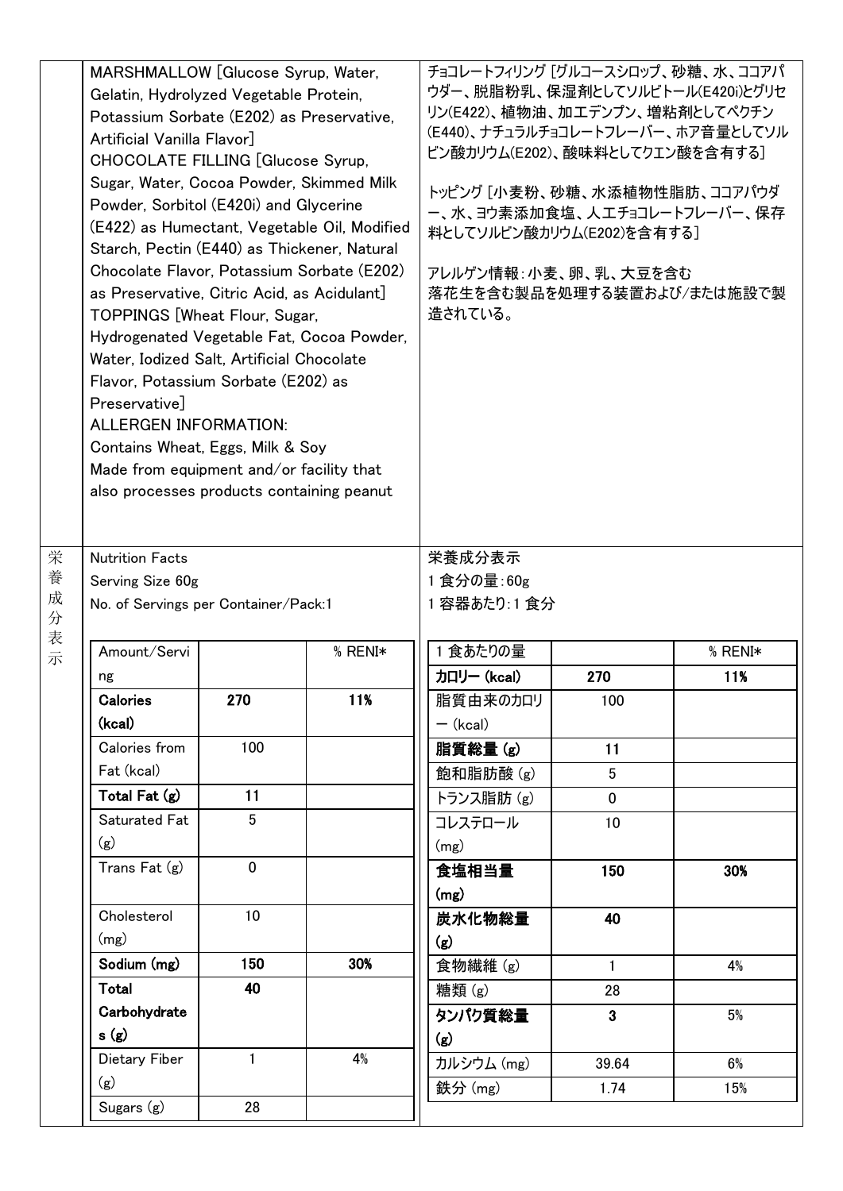MARSHMALLOW [Glucose Syrup, Water, Gelatin, Hydrolyzed Vegetable Protein, Potassium Sorbate (E202) as Preservative, Artificial Vanilla Flavor]
CHOCOLATE FILLING [Glucose Syrup, Sugar, Water, Cocoa Powder, Skimmed Milk Powder, Sorbitol (E420i) and Glycerine (E422) as Humectant, Vegetable Oil, Modified Starch, Pectin (E440) as Thickener, Natural Chocolate Flavor, Potassium Sorbate (E202) as Preservative, Citric Acid, as Acidulant]
TOPPINGS [Wheat Flour, Sugar, Hydrogenated Vegetable Fat, Cocoa Powder, Water, Iodized Salt, Artificial Chocolate Flavor, Potassium Sorbate (E202) as Preservative]
ALLERGEN INFORMATION:
Contains Wheat, Eggs, Milk & Soy
Made from equipment and/or facility that also processes products containing peanut

チョコレートフィリング [グルコースシロップ、砂糖、水、ココアパウダー、脱脂粉乳、保湿剤としてソルビトール(E420i)とグリセリン(E422)、植物油、加工デンプン、増粘剤としてペクチン(E440)、ナチュラルチョコレートフレーバー、ホア音量としてソルビン酸カリウム(E202)、酸味料としてクエン酸を含有する]

トッピング [小麦粉、砂糖、水添植物性脂肪、ココアパウダー、水、ヨウ素添加食塩、人工チョコレートフレーバー、保存料としてソルビン酸カリウム(E202)を含有する]

アレルゲン情報：小麦、卵、乳、大豆を含む
落花生を含む製品を処理する装置および/または施設で製造されている。

栄養成分表示

Nutrition Facts
Serving Size 60g
No. of Servings per Container/Pack:1

| Amount/Serving | | % RENI* |
|---|---|---|
| **Calories (kcal)** | **270** | **11%** |
| Calories from Fat (kcal) | 100 | |
| **Total Fat (g)** | **11** | |
| Saturated Fat (g) | 5 | |
| Trans Fat (g) | 0 | |
| Cholesterol (mg) | 10 | |
| **Sodium (mg)** | **150** | **30%** |
| **Total Carbohydrates (g)** | **40** | |
| Dietary Fiber (g) | 1 | 4% |
| Sugars (g) | 28 | |

栄養成分表示
1 食分の量：60g
1 容器あたり：1 食分

| 1 食あたりの量 | | % RENI* |
|---|---|---|
| **カロリー (kcal)** | **270** | **11%** |
| 脂質由来のカロリー (kcal) | 100 | |
| **脂質総量 (g)** | **11** | |
| 飽和脂肪酸 (g) | 5 | |
| トランス脂肪 (g) | 0 | |
| コレステロール (mg) | 10 | |
| **食塩相当量 (mg)** | **150** | **30%** |
| **炭水化物総量 (g)** | **40** | |
| 食物繊維 (g) | 1 | 4% |
| 糖類 (g) | 28 | |
| **タンパク質総量 (g)** | **3** | 5% |
| カルシウム (mg) | 39.64 | 6% |
| 鉄分 (mg) | 1.74 | 15% |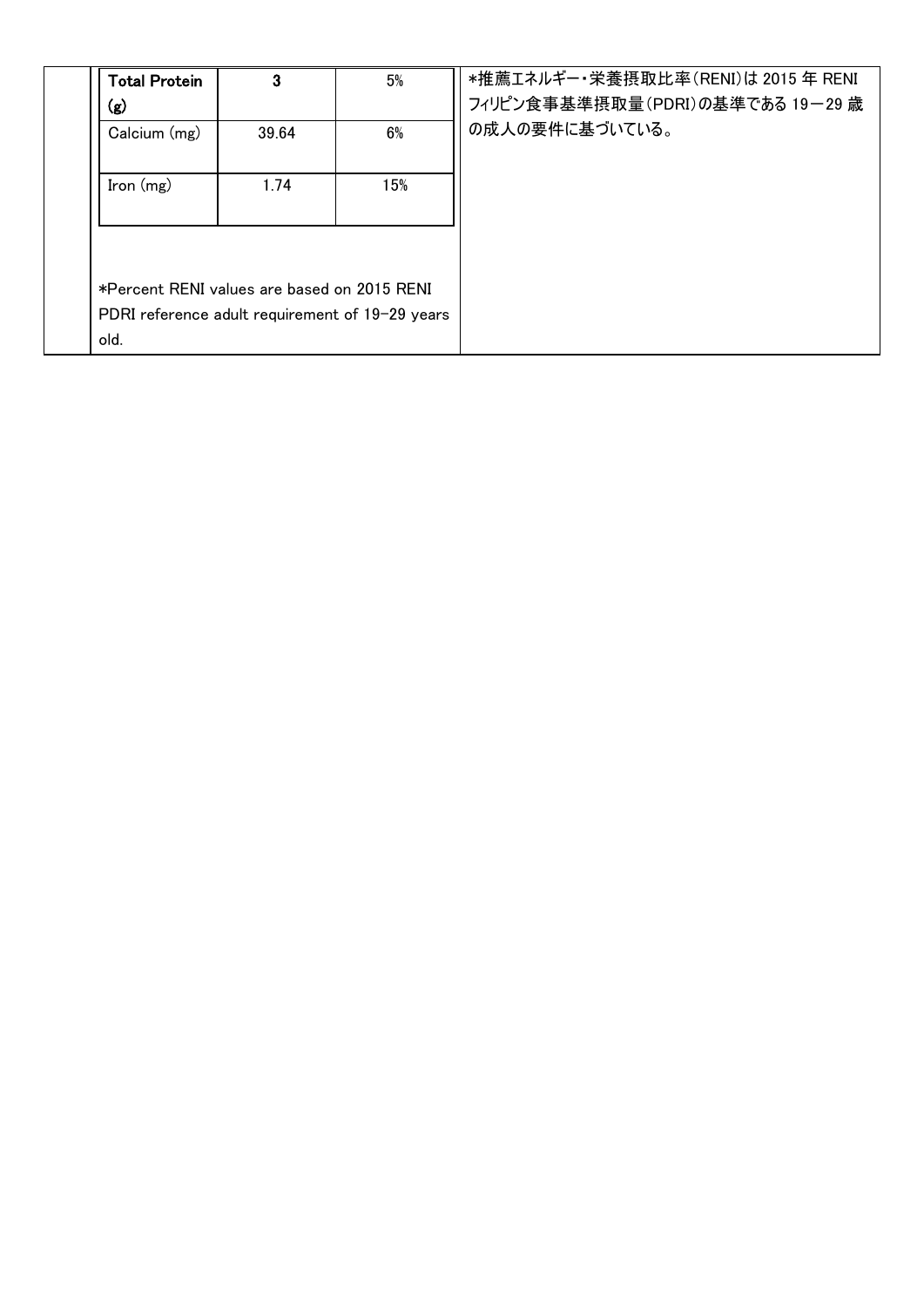| | | |
|---|---|---|
| **Total Protein (g)** | **3** | 5% |
| Calcium (mg) | 39.64 | 6% |
| Iron (mg) | 1.74 | 15% |

*Percent RENI values are based on 2015 RENI PDRI reference adult requirement of 19-29 years old.

*推薦エネルギー・栄養摂取比率（RENI）は 2015 年 RENI フィリピン食事基準摂取量（PDRI）の基準である 19－29 歳の成人の要件に基づいている。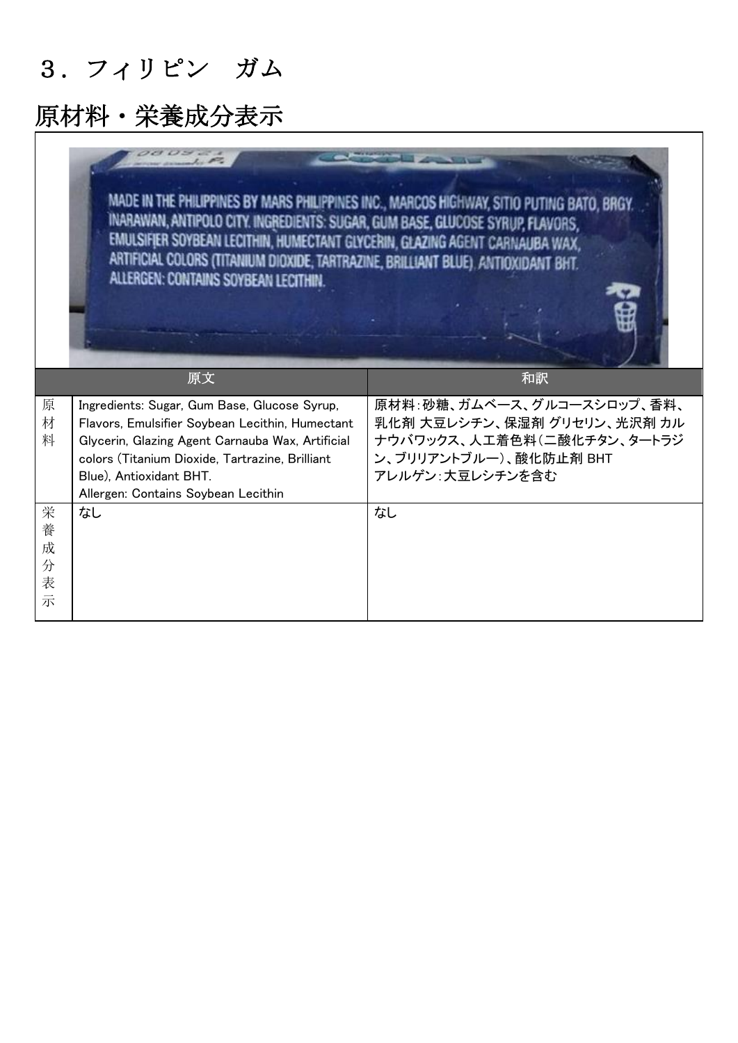# ３．フィリピン　ガム

## 原材料・栄養成分表示

| | 原文 | 和訳 |
|---|---|---|
| 原材料 | Ingredients: Sugar, Gum Base, Glucose Syrup, Flavors, Emulsifier Soybean Lecithin, Humectant Glycerin, Glazing Agent Carnauba Wax, Artificial colors (Titanium Dioxide, Tartrazine, Brilliant Blue), Antioxidant BHT.<br>Allergen: Contains Soybean Lecithin | 原材料：砂糖、ガムベース、グルコースシロップ、香料、乳化剤 大豆レシチン、保湿剤 グリセリン、光沢剤 カルナウバワックス、人工着色料（二酸化チタン、タートラジン、ブリリアントブルー）、酸化防止剤 BHT<br>アレルゲン：大豆レシチンを含む |
| 栄養成分表示 | なし | なし |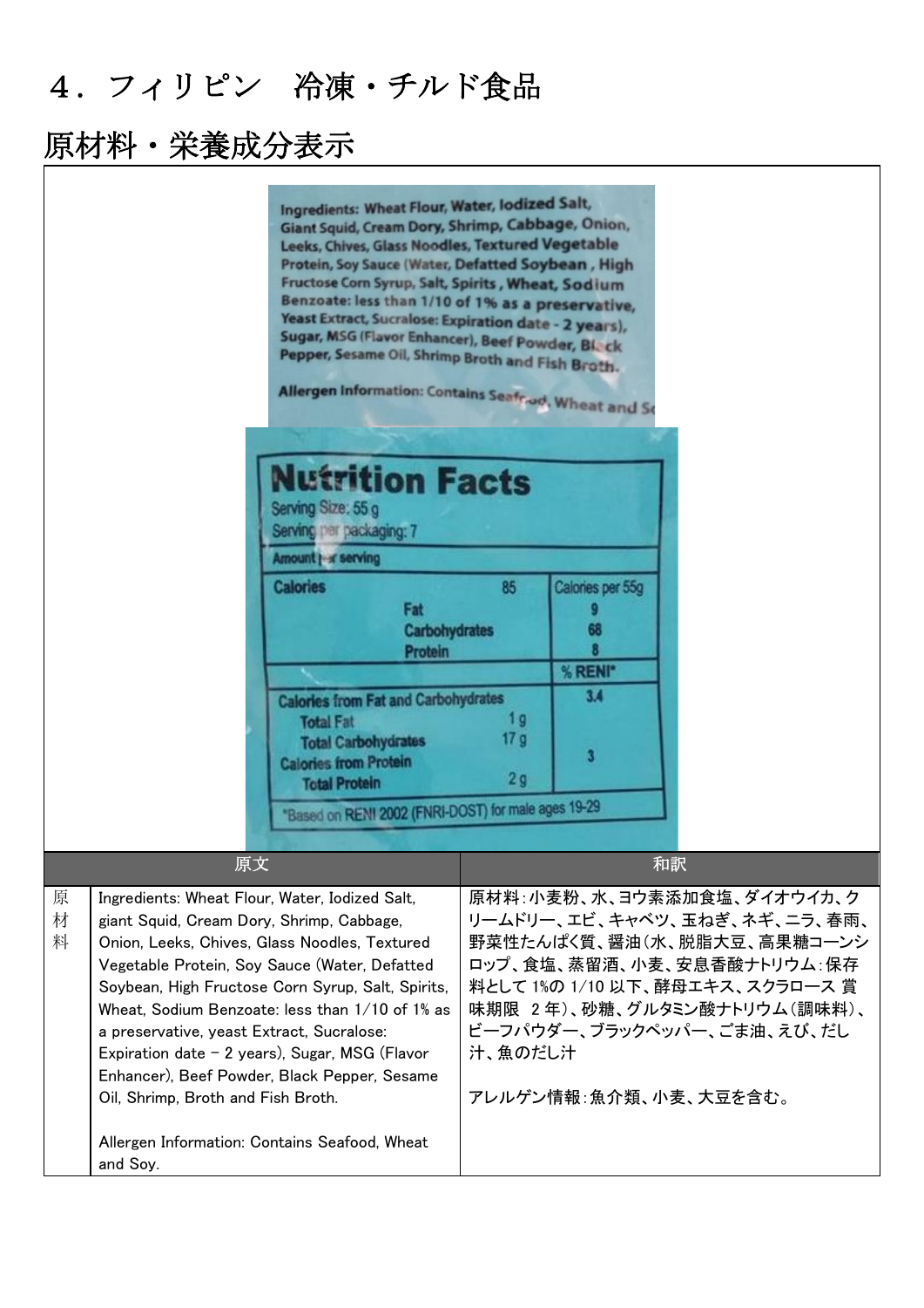# ４．フィリピン　冷凍・チルド食品

## 原材料・栄養成分表示

Ingredients: Wheat Flour, Water, Iodized Salt, Giant Squid, Cream Dory, Shrimp, Cabbage, Onion, Leeks, Chives, Glass Noodles, Textured Vegetable Protein, Soy Sauce (Water, Defatted Soybean , High Fructose Corn Syrup, Salt, Spirits , Wheat, Sodium Benzoate: less than 1/10 of 1% as a preservative, Yeast Extract, Sucralose: Expiration date - 2 years), Sugar, MSG (Flavor Enhancer), Beef Powder, Black Pepper, Sesame Oil, Shrimp Broth and Fish Broth.

Allergen Information: Contains Seafood, Wheat and So

**Nutrition Facts**

Serving Size: 55 g
Serving per packaging: 7

| Amount per serving | | |
|---|---|---|
| Calories | 85 | Calories per 55g |
| Fat | | 9 |
| Carbohydrates | | 68 |
| Protein | | 8 |
| | | % RENI* |
| Calories from Fat and Carbohydrates | | 3.4 |
| Total Fat | 1 g | |
| Total Carbohydrates | 17 g | |
| Calories from Protein | | 3 |
| Total Protein | 2 g | |

*Based on RENI 2002 (FNRI-DOST) for male ages 19-29

| | 原文 | 和訳 |
|---|---|---|
| 原材料 | Ingredients: Wheat Flour, Water, Iodized Salt, giant Squid, Cream Dory, Shrimp, Cabbage, Onion, Leeks, Chives, Glass Noodles, Textured Vegetable Protein, Soy Sauce (Water, Defatted Soybean, High Fructose Corn Syrup, Salt, Spirits, Wheat, Sodium Benzoate: less than 1/10 of 1% as a preservative, yeast Extract, Sucralose: Expiration date – 2 years), Sugar, MSG (Flavor Enhancer), Beef Powder, Black Pepper, Sesame Oil, Shrimp, Broth and Fish Broth.<br><br>Allergen Information: Contains Seafood, Wheat and Soy. | 原材料：小麦粉、水、ヨウ素添加食塩、ダイオウイカ、クリームドリー、エビ、キャベツ、玉ねぎ、ネギ、ニラ、春雨、野菜性たんぱく質、醤油（水、脱脂大豆、高果糖コーンシロップ、食塩、蒸留酒、小麦、安息香酸ナトリウム：保存料として 1%の 1/10 以下、酵母エキス、スクラロース 賞味期限 2 年）、砂糖、グルタミン酸ナトリウム（調味料）、ビーフパウダー、ブラックペッパー、ごま油、えび、だし汁、魚のだし汁<br><br>アレルゲン情報：魚介類、小麦、大豆を含む。 |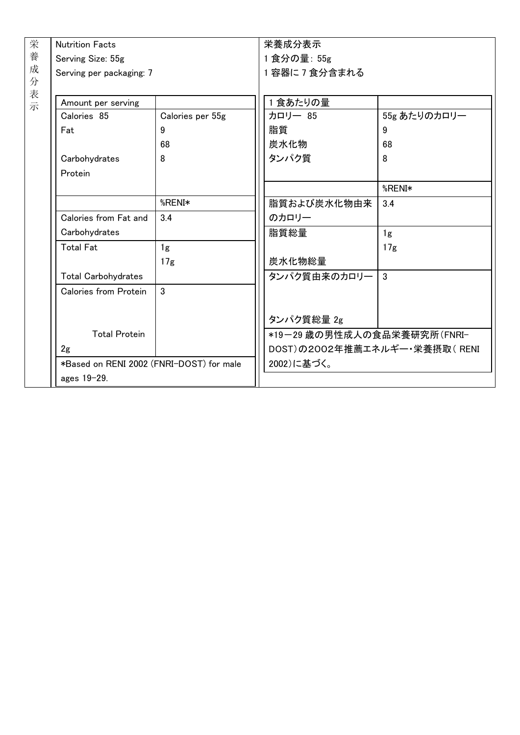栄養成分表示

Nutrition Facts
Serving Size: 55g
Serving per packaging: 7

| Amount per serving | |
|---|---|
| Calories 85 | Calories per 55g |
| Fat | 9 |
| | 68 |
| Carbohydrates | 8 |
| Protein | |
| | %RENI* |
| Calories from Fat and Carbohydrates | 3.4 |
| Total Fat | 1g |
| | 17g |
| Total Carbohydrates | |
| Calories from Protein | 3 |
| Total Protein 2g | |

*Based on RENI 2002 (FNRI-DOST) for male ages 19-29.

栄養成分表示
1 食分の量: 55g
1 容器に 7 食分含まれる

| 1 食あたりの量 | |
|---|---|
| カロリー 85 | 55g あたりのカロリー |
| 脂質 | 9 |
| 炭水化物 | 68 |
| タンパク質 | 8 |
| | %RENI* |
| 脂質および炭水化物由来のカロリー | 3.4 |
| 脂質総量 | 1g |
| | 17g |
| 炭水化物総量 | |
| タンパク質由来のカロリー | 3 |
| タンパク質総量 2g | |

*19－29 歳の男性成人の食品栄養研究所(FNRI-DOST)の2002年推薦エネルギー・栄養摂取( RENI 2002)に基づく。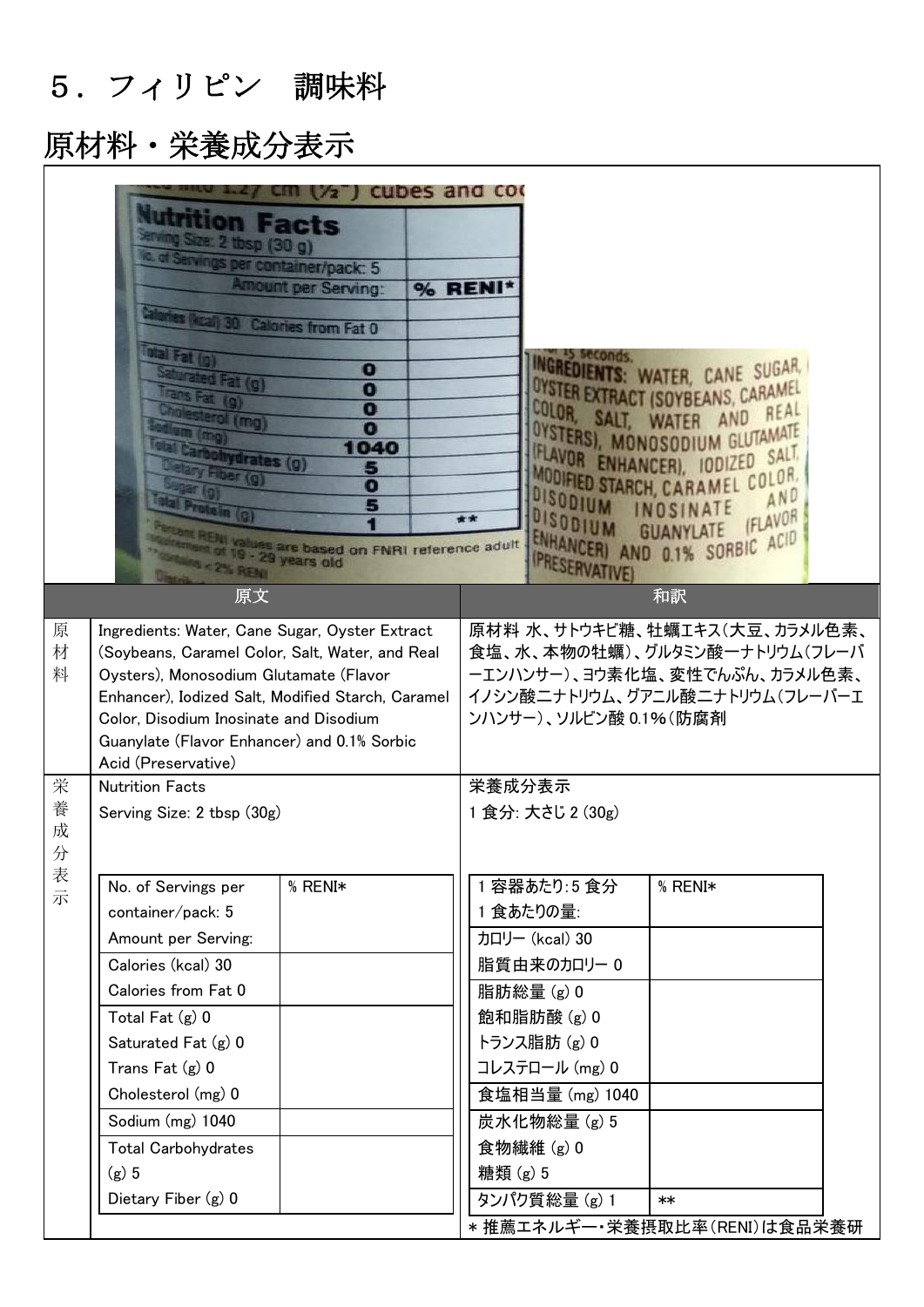# 5．フィリピン　調味料

## 原材料・栄養成分表示

| | 原文 | 和訳 |
|---|---|---|
| 原材料 | Ingredients: Water, Cane Sugar, Oyster Extract (Soybeans, Caramel Color, Salt, Water, and Real Oysters), Monosodium Glutamate (Flavor Enhancer), Iodized Salt, Modified Starch, Caramel Color, Disodium Inosinate and Disodium Guanylate (Flavor Enhancer) and 0.1% Sorbic Acid (Preservative) | 原材料 水、サトウキビ糖、牡蠣エキス(大豆、カラメル色素、食塩、水、本物の牡蠣)、グルタミン酸一ナトリウム(フレーバーエンハンサー)、ヨウ素化塩、変性でんぷん、カラメル色素、イノシン酸二ナトリウム、グアニル酸二ナトリウム(フレーバーエンハンサー)、ソルビン酸 0.1%(防腐剤 |
| 栄養成分表示 | Nutrition Facts<br>Serving Size: 2 tbsp (30g) | 栄養成分表示<br>1 食分: 大さじ 2 (30g) |

| | |
|---|---|
| No. of Servings per container/pack: 5<br>Amount per Serving: | % RENI* |
| Calories (kcal) 30<br>Calories from Fat 0 | |
| Total Fat (g) 0<br>Saturated Fat (g) 0<br>Trans Fat (g) 0<br>Cholesterol (mg) 0 | |
| Sodium (mg) 1040 | |
| Total Carbohydrates (g) 5<br>Dietary Fiber (g) 0 | |

| | |
|---|---|
| 1 容器あたり:5 食分<br>1 食あたりの量: | % RENI* |
| カロリー (kcal) 30<br>脂質由来のカロリー 0 | |
| 脂肪総量 (g) 0<br>飽和脂肪酸 (g) 0<br>トランス脂肪 (g) 0<br>コレステロール (mg) 0 | |
| 食塩相当量 (mg) 1040 | |
| 炭水化物総量 (g) 5<br>食物繊維 (g) 0<br>糖類 (g) 5 | |
| タンパク質総量 (g) 1 | ** |

* 推薦エネルギー・栄養摂取比率(RENI)は食品栄養研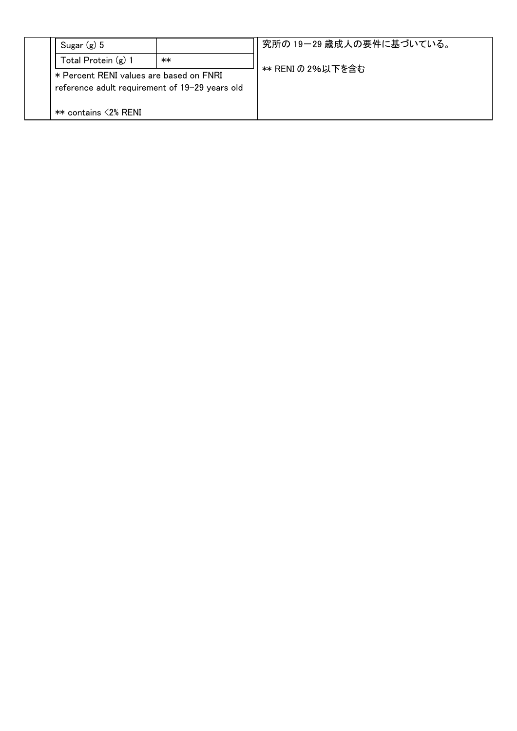| | | |
|---|---|---|
| Sugar (g) 5 | | 究所の 19－29 歳成人の要件に基づいている。 |
| Total Protein (g) 1 | ** | ** RENI の 2%以下を含む |

* Percent RENI values are based on FNRI reference adult requirement of 19-29 years old

** contains <2% RENI